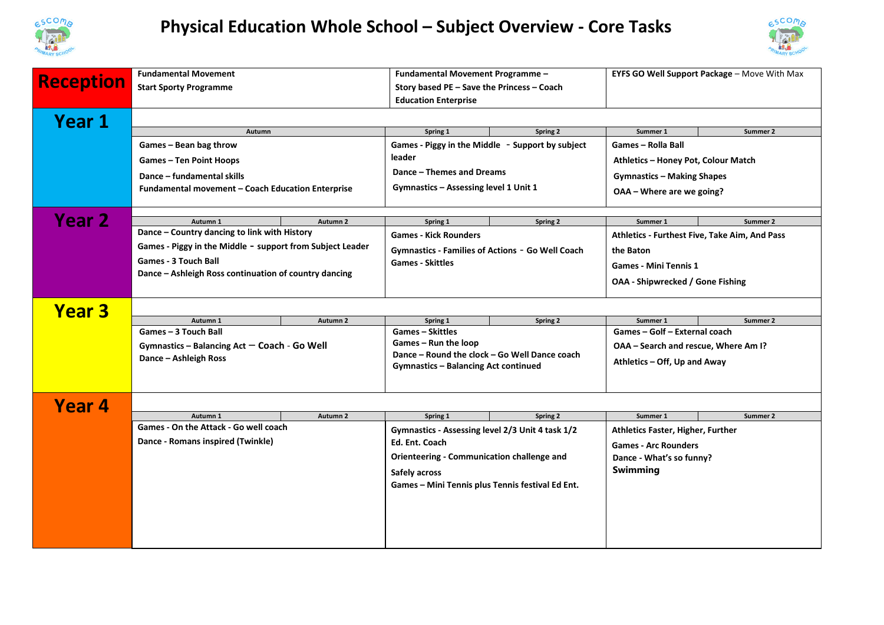# Physical Education Whole School – Subject Overview - Core Tasks

| Year | Autumn 1 | Autumn 2 | Spring 1 | Spring 2 | Summer 1 | Summer 2 |
|---|---|---|---|---|---|---|
| **Reception** | **Fundamental Movement**<br>**Start Sporty Programme** | | **Fundamental Movement Programme –**<br>**Story based PE – Save the Princess – Coach Education Enterprise** | | **EYFS GO Well Support Package** – Move With Max | |
| **Year 1** | **Games – Bean bag throw**<br>**Games – Ten Point Hoops**<br>**Dance – fundamental skills**<br>**Fundamental movement – Coach Education Enterprise** | | **Games - Piggy in the Middle - Support by subject leader**<br>**Dance – Themes and Dreams**<br>**Gymnastics – Assessing level 1 Unit 1** | | **Games – Rolla Ball**<br>**Athletics – Honey Pot, Colour Match**<br>**Gymnastics – Making Shapes**<br>**OAA – Where are we going?** | |
| **Year 2** | **Dance – Country dancing to link with History**<br>**Games - Piggy in the Middle - support from Subject Leader**<br>**Games - 3 Touch Ball**<br>**Dance – Ashleigh Ross continuation of country dancing** | | **Games - Kick Rounders**<br>**Gymnastics - Families of Actions - Go Well Coach**<br>**Games - Skittles** | | **Athletics - Furthest Five, Take Aim, And Pass the Baton**<br>**Games - Mini Tennis 1**<br>**OAA - Shipwrecked / Gone Fishing** | |
| **Year 3** | **Games – 3 Touch Ball**<br>**Gymnastics – Balancing Act – Coach - Go Well**<br>**Dance – Ashleigh Ross** | | **Games – Skittles**<br>**Games – Run the loop**<br>**Dance – Round the clock – Go Well Dance coach**<br>**Gymnastics – Balancing Act continued** | | **Games – Golf – External coach**<br>**OAA – Search and rescue, Where Am I?**<br>**Athletics – Off, Up and Away** | |
| **Year 4** | **Games - On the Attack - Go well coach**<br>**Dance - Romans inspired (Twinkle)** | | **Gymnastics - Assessing level 2/3 Unit 4 task 1/2 Ed. Ent. Coach**<br>**Orienteering - Communication challenge and Safely across**<br>**Games – Mini Tennis plus Tennis festival Ed Ent.** | | **Athletics Faster, Higher, Further**<br>**Games - Arc Rounders**<br>**Dance - What's so funny?**<br>**Swimming** | |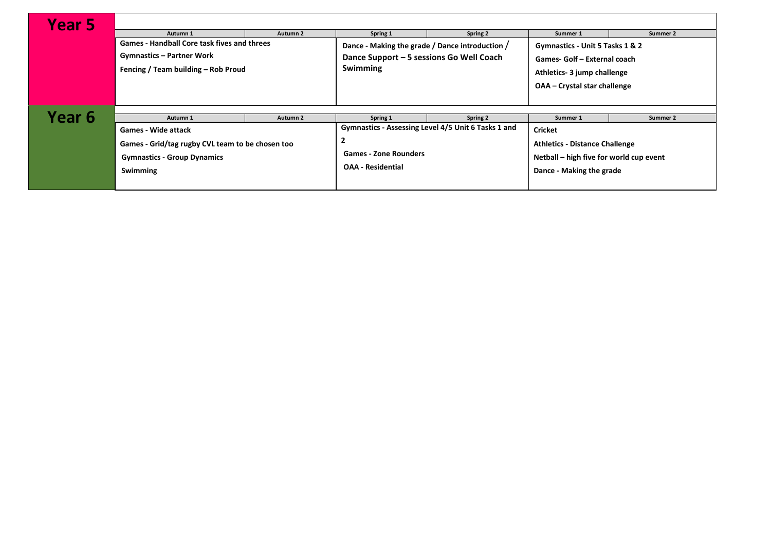| | Autumn 1 | Autumn 2 | Spring 1 | Spring 2 | Summer 1 | Summer 2 |
|---|---|---|---|---|---|---|
| **Year 5** | **Games - Handball Core task fives and threes**<br>**Gymnastics – Partner Work**<br>**Fencing / Team building – Rob Proud** | | **Dance - Making the grade / Dance introduction /**<br>**Dance Support – 5 sessions Go Well Coach**<br>**Swimming** | | **Gymnastics - Unit 5 Tasks 1 & 2**<br>**Games- Golf – External coach**<br>**Athletics- 3 jump challenge**<br>**OAA – Crystal star challenge** | |
| **Year 6** | **Games - Wide attack**<br>**Games - Grid/tag rugby CVL team to be chosen too**<br>**Gymnastics - Group Dynamics**<br>**Swimming** | | **Gymnastics - Assessing Level 4/5 Unit 6 Tasks 1 and 2**<br>**Games - Zone Rounders**<br>**OAA - Residential** | | **Cricket**<br>**Athletics - Distance Challenge**<br>**Netball – high five for world cup event**<br>**Dance - Making the grade** | |